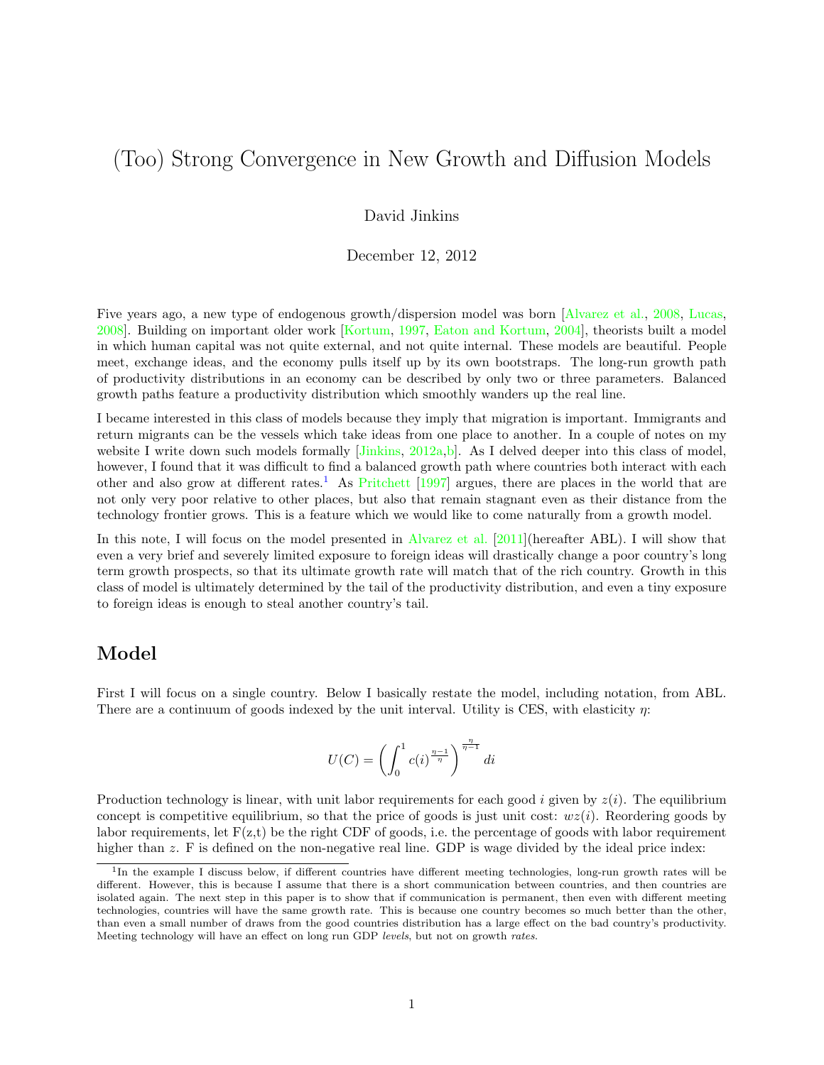// Title and Author Header
# (Too) Strong Convergence in New Growth and Diffusion Models

David Jinkins

December 12, 2012

Five years ago, a new type of endogenous growth/dispersion model was born [Alvarez et al., 2008, Lucas, 2008]. Building on important older work [Kortum, 1997, Eaton and Kortum, 2004], theorists built a model in which human capital was not quite external, and not quite internal. These models are beautiful. People meet, exchange ideas, and the economy pulls itself up by its own bootstraps. The long-run growth path of productivity distributions in an economy can be described by only two or three parameters. Balanced growth paths feature a productivity distribution which smoothly wanders up the real line.

I became interested in this class of models because they imply that migration is important. Immigrants and return migrants can be the vessels which take ideas from one place to another. In a couple of notes on my website I write down such models formally [Jinkins, 2012a,b]. As I delved deeper into this class of model, however, I found that it was difficult to find a balanced growth path where countries both interact with each other and also grow at different rates.[1] As Pritchett [1997] argues, there are places in the world that are not only very poor relative to other places, but also that remain stagnant even as their distance from the technology frontier grows. This is a feature which we would like to come naturally from a growth model.

In this note, I will focus on the model presented in Alvarez et al. [2011](hereafter ABL). I will show that even a very brief and severely limited exposure to foreign ideas will drastically change a poor country's long term growth prospects, so that its ultimate growth rate will match that of the rich country. Growth in this class of model is ultimately determined by the tail of the productivity distribution, and even a tiny exposure to foreign ideas is enough to steal another country's tail.

## Model

First I will focus on a single country. Below I basically restate the model, including notation, from ABL. There are a continuum of goods indexed by the unit interval. Utility is CES, with elasticity $\eta$:

$$U(C) = \left( \int_0^1 c(i)^{\frac{\eta-1}{\eta}} \right)^{\frac{\eta}{\eta-1}} di$$

Production technology is linear, with unit labor requirements for each good $i$ given by $z(i)$. The equilibrium concept is competitive equilibrium, so that the price of goods is just unit cost: $wz(i)$. Reordering goods by labor requirements, let F(z,t) be the right CDF of goods, i.e. the percentage of goods with labor requirement higher than $z$. F is defined on the non-negative real line. GDP is wage divided by the ideal price index:

[1] In the example I discuss below, if different countries have different meeting technologies, long-run growth rates will be different. However, this is because I assume that there is a short communication between countries, and then countries are isolated again. The next step in this paper is to show that if communication is permanent, then even with different meeting technologies, countries will have the same growth rate. This is because one country becomes so much better than the other, than even a small number of draws from the good countries distribution has a large effect on the bad country's productivity. Meeting technology will have an effect on long run GDP *levels*, but not on growth *rates*.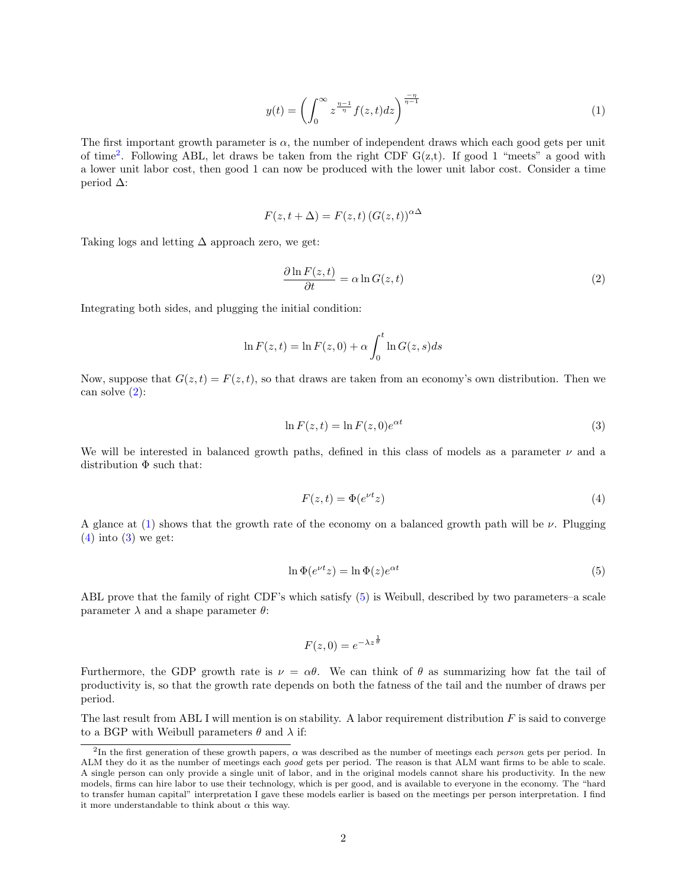$$y(t) = \left( \int_0^\infty z^{\frac{\eta-1}{\eta}} f(z,t) dz \right)^{\frac{-\eta}{\eta-1}} \tag{1}$$

The first important growth parameter is $\alpha$, the number of independent draws which each good gets per unit of time[2]. Following ABL, let draws be taken from the right CDF G(z,t). If good 1 "meets" a good with a lower unit labor cost, then good 1 can now be produced with the lower unit labor cost. Consider a time period $\Delta$:

$$F(z, t + \Delta) = F(z,t) \left( G(z,t) \right)^{\alpha \Delta}$$

Taking logs and letting $\Delta$ approach zero, we get:

$$\frac{\partial \ln F(z,t)}{\partial t} = \alpha \ln G(z,t) \tag{2}$$

Integrating both sides, and plugging the initial condition:

$$\ln F(z,t) = \ln F(z,0) + \alpha \int_0^t \ln G(z,s) ds$$

Now, suppose that $G(z,t) = F(z,t)$, so that draws are taken from an economy's own distribution. Then we can solve (2):

$$\ln F(z,t) = \ln F(z,0) e^{\alpha t} \tag{3}$$

We will be interested in balanced growth paths, defined in this class of models as a parameter $\nu$ and a distribution $\Phi$ such that:

$$F(z,t) = \Phi(e^{\nu t} z) \tag{4}$$

A glance at (1) shows that the growth rate of the economy on a balanced growth path will be $\nu$. Plugging (4) into (3) we get:

$$\ln \Phi(e^{\nu t} z) = \ln \Phi(z) e^{\alpha t} \tag{5}$$

ABL prove that the family of right CDF's which satisfy (5) is Weibull, described by two parameters–a scale parameter $\lambda$ and a shape parameter $\theta$:

$$F(z,0) = e^{-\lambda z^{\frac{1}{\theta}}}$$

Furthermore, the GDP growth rate is $\nu = \alpha\theta$. We can think of $\theta$ as summarizing how fat the tail of productivity is, so that the growth rate depends on both the fatness of the tail and the number of draws per period.

The last result from ABL I will mention is on stability. A labor requirement distribution $F$ is said to converge to a BGP with Weibull parameters $\theta$ and $\lambda$ if:

[2] In the first generation of these growth papers, $\alpha$ was described as the number of meetings each *person* gets per period. In ALM they do it as the number of meetings each *good* gets per period. The reason is that ALM want firms to be able to scale. A single person can only provide a single unit of labor, and in the original models cannot share his productivity. In the new models, firms can hire labor to use their technology, which is per good, and is available to everyone in the economy. The "hard to transfer human capital" interpretation I gave these models earlier is based on the meetings per person interpretation. I find it more understandable to think about $\alpha$ this way.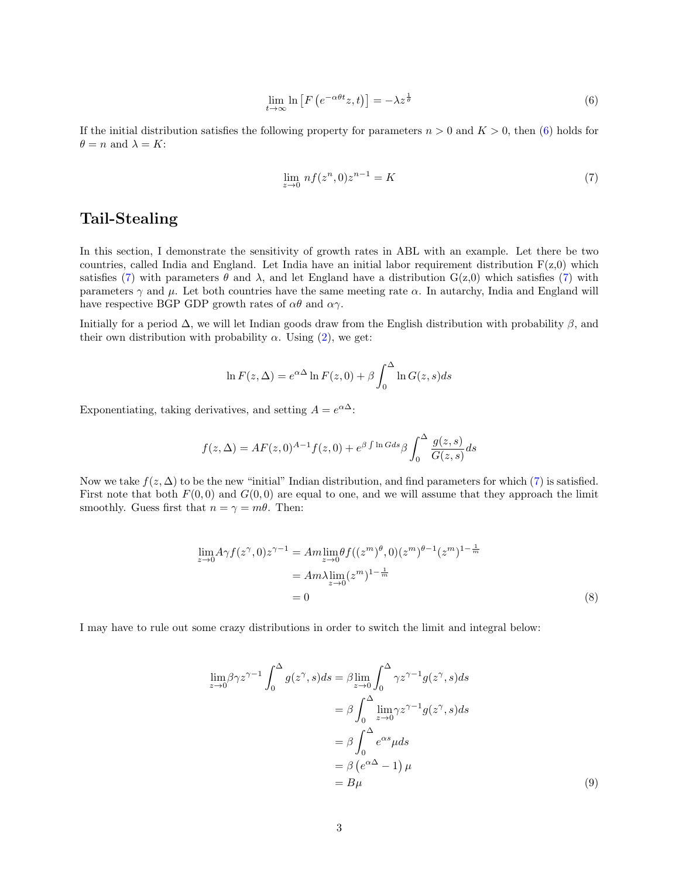$$\lim_{t\to\infty} \ln\left[F\left(e^{-\alpha\theta t}z, t\right)\right] = -\lambda z^{\frac{1}{\theta}} \tag{6}$$

If the initial distribution satisfies the following property for parameters $n > 0$ and $K > 0$, then (6) holds for $\theta = n$ and $\lambda = K$:

$$\lim_{z\to 0} n f(z^n, 0) z^{n-1} = K \tag{7}$$

## Tail-Stealing

In this section, I demonstrate the sensitivity of growth rates in ABL with an example. Let there be two countries, called India and England. Let India have an initial labor requirement distribution F(z,0) which satisfies (7) with parameters $\theta$ and $\lambda$, and let England have a distribution G(z,0) which satisfies (7) with parameters $\gamma$ and $\mu$. Let both countries have the same meeting rate $\alpha$. In autarchy, India and England will have respective BGP GDP growth rates of $\alpha\theta$ and $\alpha\gamma$.

Initially for a period $\Delta$, we will let Indian goods draw from the English distribution with probability $\beta$, and their own distribution with probability $\alpha$. Using (2), we get:

$$\ln F(z,\Delta) = e^{\alpha\Delta} \ln F(z,0) + \beta \int_0^{\Delta} \ln G(z,s) ds$$

Exponentiating, taking derivatives, and setting $A = e^{\alpha\Delta}$:

$$f(z,\Delta) = AF(z,0)^{A-1} f(z,0) + e^{\beta\int \ln G ds} \beta \int_0^{\Delta} \frac{g(z,s)}{G(z,s)} ds$$

Now we take $f(z,\Delta)$ to be the new "initial" Indian distribution, and find parameters for which (7) is satisfied. First note that both $F(0,0)$ and $G(0,0)$ are equal to one, and we will assume that they approach the limit smoothly. Guess first that $n = \gamma = m\theta$. Then:

$$\begin{aligned}
\lim_{z\to 0} A\gamma f(z^{\gamma}, 0) z^{\gamma-1} &= Am \lim_{z\to 0} \theta f((z^m)^{\theta}, 0)(z^m)^{\theta-1}(z^m)^{1-\frac{1}{m}} \\
&= Am\lambda \lim_{z\to 0} (z^m)^{1-\frac{1}{m}} \\
&= 0
\end{aligned} \tag{8}$$

I may have to rule out some crazy distributions in order to switch the limit and integral below:

$$\begin{aligned}
\lim_{z\to 0} \beta\gamma z^{\gamma-1} \int_0^{\Delta} g(z^{\gamma}, s) ds &= \beta \lim_{z\to 0} \int_0^{\Delta} \gamma z^{\gamma-1} g(z^{\gamma}, s) ds \\
&= \beta \int_0^{\Delta} \lim_{z\to 0} \gamma z^{\gamma-1} g(z^{\gamma}, s) ds \\
&= \beta \int_0^{\Delta} e^{\alpha s} \mu ds \\
&= \beta\left(e^{\alpha\Delta} - 1\right)\mu \\
&= B\mu
\end{aligned} \tag{9}$$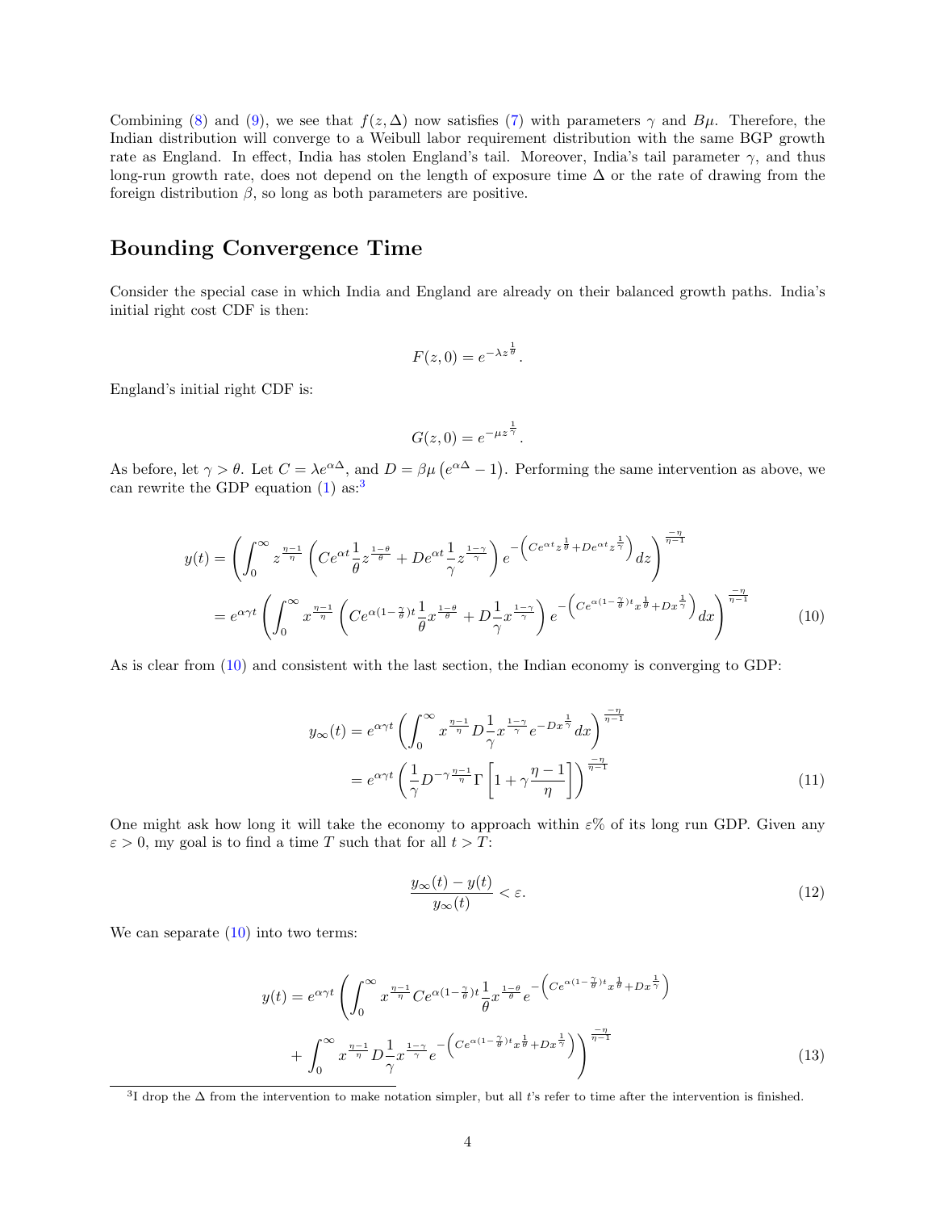Combining (8) and (9), we see that $f(z, \Delta)$ now satisfies (7) with parameters $\gamma$ and $B\mu$. Therefore, the Indian distribution will converge to a Weibull labor requirement distribution with the same BGP growth rate as England. In effect, India has stolen England's tail. Moreover, India's tail parameter $\gamma$, and thus long-run growth rate, does not depend on the length of exposure time $\Delta$ or the rate of drawing from the foreign distribution $\beta$, so long as both parameters are positive.

## Bounding Convergence Time

Consider the special case in which India and England are already on their balanced growth paths. India's initial right cost CDF is then:

$$F(z, 0) = e^{-\lambda z^{\frac{1}{\theta}}}.$$

England's initial right CDF is:

$$G(z, 0) = e^{-\mu z^{\frac{1}{\gamma}}}.$$

As before, let $\gamma > \theta$. Let $C = \lambda e^{\alpha \Delta}$, and $D = \beta\mu\left(e^{\alpha\Delta} - 1\right)$. Performing the same intervention as above, we can rewrite the GDP equation (1) as:[3]

$$\begin{aligned} y(t) &= \left( \int_0^\infty z^{\frac{\eta-1}{\eta}} \left( Ce^{\alpha t} \frac{1}{\theta} z^{\frac{1-\theta}{\theta}} + De^{\alpha t} \frac{1}{\gamma} z^{\frac{1-\gamma}{\gamma}} \right) e^{-\left( Ce^{\alpha t} z^{\frac{1}{\theta}} + De^{\alpha t} z^{\frac{1}{\gamma}} \right)} dz \right)^{\frac{-\eta}{\eta-1}} \\ &= e^{\alpha\gamma t} \left( \int_0^\infty x^{\frac{\eta-1}{\eta}} \left( Ce^{\alpha(1-\frac{\gamma}{\theta})t} \frac{1}{\theta} x^{\frac{1-\theta}{\theta}} + D\frac{1}{\gamma} x^{\frac{1-\gamma}{\gamma}} \right) e^{-\left( Ce^{\alpha(1-\frac{\gamma}{\theta})t} x^{\frac{1}{\theta}} + Dx^{\frac{1}{\gamma}} \right)} dx \right)^{\frac{-\eta}{\eta-1}} \end{aligned} \tag{10}$$

As is clear from (10) and consistent with the last section, the Indian economy is converging to GDP:

$$\begin{aligned} y_\infty(t) &= e^{\alpha\gamma t} \left( \int_0^\infty x^{\frac{\eta-1}{\eta}} D\frac{1}{\gamma} x^{\frac{1-\gamma}{\gamma}} e^{-Dx^{\frac{1}{\gamma}}} dx \right)^{\frac{-\eta}{\eta-1}} \\ &= e^{\alpha\gamma t} \left( \frac{1}{\gamma} D^{-\gamma\frac{\eta-1}{\eta}} \Gamma\left[ 1 + \gamma\frac{\eta-1}{\eta} \right] \right)^{\frac{-\eta}{\eta-1}} \end{aligned} \tag{11}$$

One might ask how long it will take the economy to approach within $\varepsilon$% of its long run GDP. Given any $\varepsilon > 0$, my goal is to find a time $T$ such that for all $t > T$:

$$\frac{y_\infty(t) - y(t)}{y_\infty(t)} < \varepsilon. \tag{12}$$

We can separate (10) into two terms:

$$\begin{aligned} y(t) = e^{\alpha\gamma t} \Bigg( &\int_0^\infty x^{\frac{\eta-1}{\eta}} Ce^{\alpha(1-\frac{\gamma}{\theta})t} \frac{1}{\theta} x^{\frac{1-\theta}{\theta}} e^{-\left( Ce^{\alpha(1-\frac{\gamma}{\theta})t} x^{\frac{1}{\theta}} + Dx^{\frac{1}{\gamma}} \right)} \\ &+ \int_0^\infty x^{\frac{\eta-1}{\eta}} D\frac{1}{\gamma} x^{\frac{1-\gamma}{\gamma}} e^{-\left( Ce^{\alpha(1-\frac{\gamma}{\theta})t} x^{\frac{1}{\theta}} + Dx^{\frac{1}{\gamma}} \right)} \Bigg)^{\frac{-\eta}{\eta-1}} \end{aligned} \tag{13}$$

[3] I drop the $\Delta$ from the intervention to make notation simpler, but all $t$'s refer to time after the intervention is finished.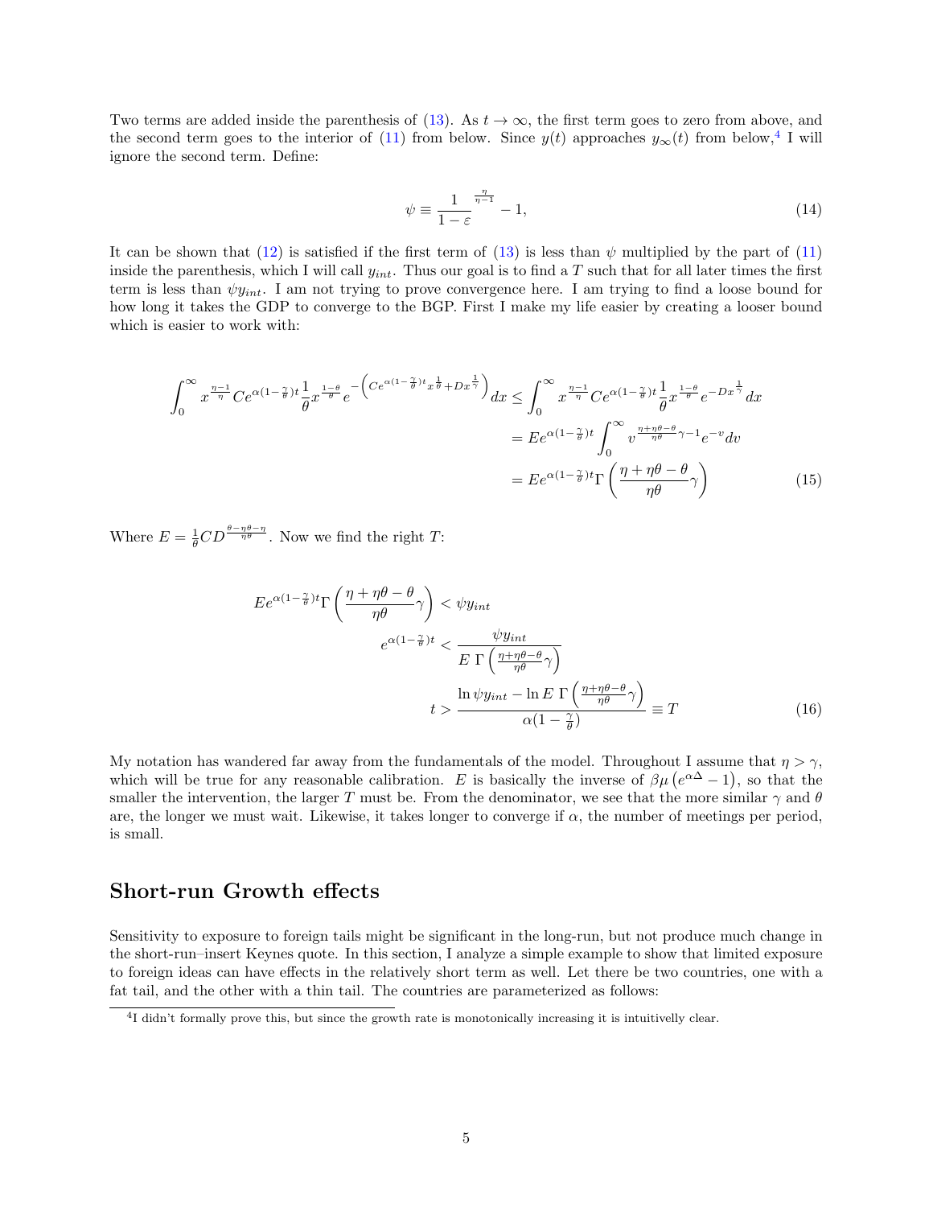Two terms are added inside the parenthesis of (13). As $t \to \infty$, the first term goes to zero from above, and the second term goes to the interior of (11) from below. Since $y(t)$ approaches $y_\infty(t)$ from below,[4] I will ignore the second term. Define:

$$\psi \equiv \frac{1}{1-\varepsilon}^{\frac{\eta}{\eta-1}} - 1, \tag{14}$$

It can be shown that (12) is satisfied if the first term of (13) is less than $\psi$ multiplied by the part of (11) inside the parenthesis, which I will call $y_{int}$. Thus our goal is to find a $T$ such that for all later times the first term is less than $\psi y_{int}$. I am not trying to prove convergence here. I am trying to find a loose bound for how long it takes the GDP to converge to the BGP. First I make my life easier by creating a looser bound which is easier to work with:

$$\begin{aligned}
\int_0^\infty x^{\frac{\eta-1}{\eta}} C e^{\alpha(1-\frac{\gamma}{\theta})t} \frac{1}{\theta} x^{\frac{1-\theta}{\theta}} e^{-\left(Ce^{\alpha(1-\frac{\gamma}{\theta})t} x^{\frac{1}{\theta}} + Dx^{\frac{1}{\gamma}}\right)} dx &\leq \int_0^\infty x^{\frac{\eta-1}{\eta}} C e^{\alpha(1-\frac{\gamma}{\theta})t} \frac{1}{\theta} x^{\frac{1-\theta}{\theta}} e^{-Dx^{\frac{1}{\gamma}}} dx \\
&= E e^{\alpha(1-\frac{\gamma}{\theta})t} \int_0^\infty v^{\frac{\eta+\eta\theta-\theta}{\eta\theta}\gamma - 1} e^{-v} dv \\
&= E e^{\alpha(1-\frac{\gamma}{\theta})t} \Gamma\left(\frac{\eta+\eta\theta-\theta}{\eta\theta}\gamma\right)
\end{aligned} \tag{15}$$

Where $E = \frac{1}{\theta} C D^{\frac{\theta-\eta\theta-\eta}{\eta\theta}}$. Now we find the right $T$:

$$\begin{aligned}
E e^{\alpha(1-\frac{\gamma}{\theta})t} \Gamma\left(\frac{\eta+\eta\theta-\theta}{\eta\theta}\gamma\right) &< \psi y_{int} \\
e^{\alpha(1-\frac{\gamma}{\theta})t} &< \frac{\psi y_{int}}{E\ \Gamma\left(\frac{\eta+\eta\theta-\theta}{\eta\theta}\gamma\right)} \\
t &> \frac{\ln \psi y_{int} - \ln E\ \Gamma\left(\frac{\eta+\eta\theta-\theta}{\eta\theta}\gamma\right)}{\alpha(1-\frac{\gamma}{\theta})} \equiv T
\end{aligned} \tag{16}$$

My notation has wandered far away from the fundamentals of the model. Throughout I assume that $\eta > \gamma$, which will be true for any reasonable calibration. $E$ is basically the inverse of $\beta\mu\left(e^{\alpha\Delta} - 1\right)$, so that the smaller the intervention, the larger $T$ must be. From the denominator, we see that the more similar $\gamma$ and $\theta$ are, the longer we must wait. Likewise, it takes longer to converge if $\alpha$, the number of meetings per period, is small.

## Short-run Growth effects

Sensitivity to exposure to foreign tails might be significant in the long-run, but not produce much change in the short-run–insert Keynes quote. In this section, I analyze a simple example to show that limited exposure to foreign ideas can have effects in the relatively short term as well. Let there be two countries, one with a fat tail, and the other with a thin tail. The countries are parameterized as follows:

[4] I didn't formally prove this, but since the growth rate is monotonically increasing it is intuitively clear.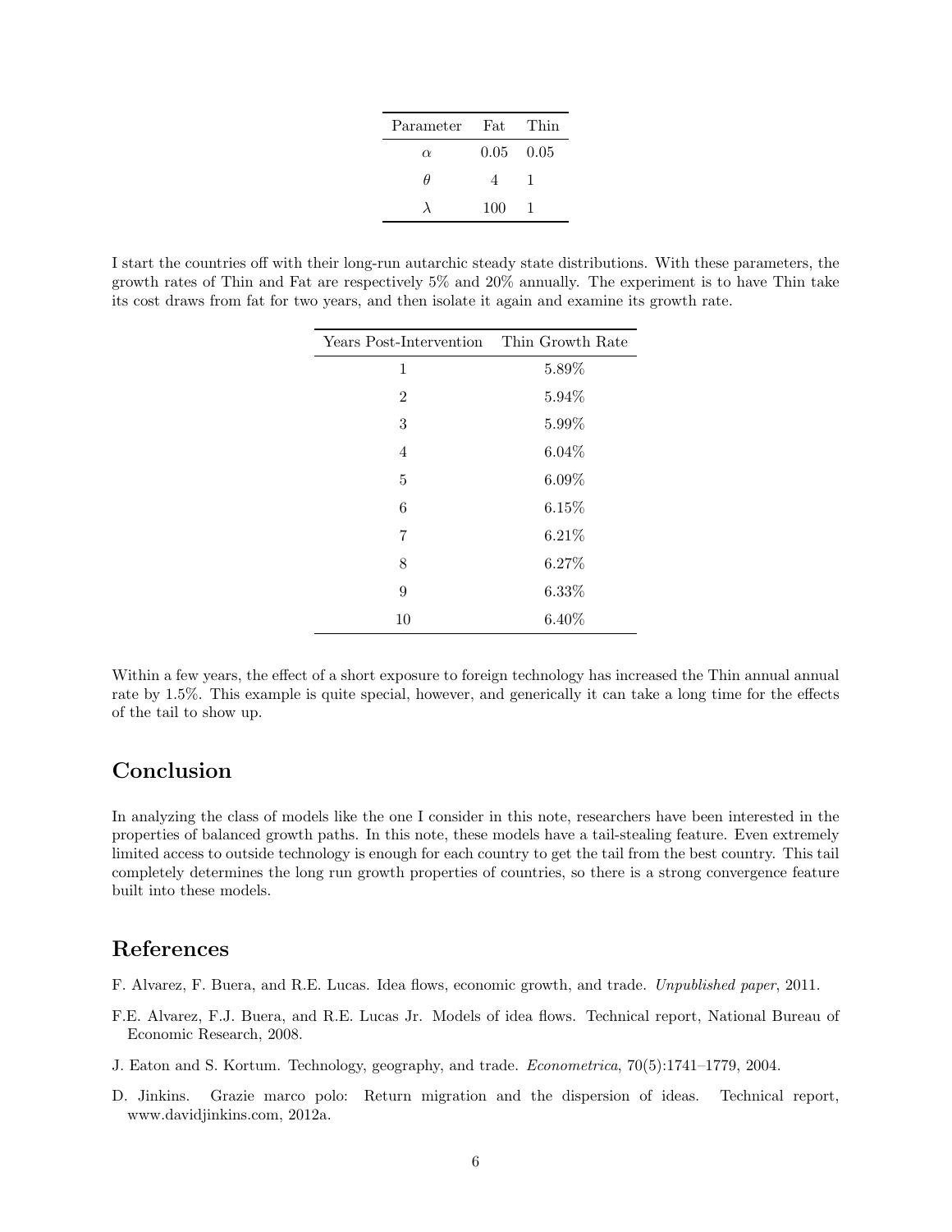| Parameter | Fat | Thin |
|---|---|---|
| $\alpha$ | 0.05 | 0.05 |
| $\theta$ | 4 | 1 |
| $\lambda$ | 100 | 1 |

I start the countries off with their long-run autarchic steady state distributions. With these parameters, the growth rates of Thin and Fat are respectively 5% and 20% annually. The experiment is to have Thin take its cost draws from fat for two years, and then isolate it again and examine its growth rate.

| Years Post-Intervention | Thin Growth Rate |
|---|---|
| 1 | 5.89% |
| 2 | 5.94% |
| 3 | 5.99% |
| 4 | 6.04% |
| 5 | 6.09% |
| 6 | 6.15% |
| 7 | 6.21% |
| 8 | 6.27% |
| 9 | 6.33% |
| 10 | 6.40% |

Within a few years, the effect of a short exposure to foreign technology has increased the Thin annual annual rate by 1.5%. This example is quite special, however, and generically it can take a long time for the effects of the tail to show up.

## Conclusion

In analyzing the class of models like the one I consider in this note, researchers have been interested in the properties of balanced growth paths. In this note, these models have a tail-stealing feature. Even extremely limited access to outside technology is enough for each country to get the tail from the best country. This tail completely determines the long run growth properties of countries, so there is a strong convergence feature built into these models.

## References

F. Alvarez, F. Buera, and R.E. Lucas. Idea flows, economic growth, and trade. *Unpublished paper*, 2011.

F.E. Alvarez, F.J. Buera, and R.E. Lucas Jr. Models of idea flows. Technical report, National Bureau of Economic Research, 2008.

J. Eaton and S. Kortum. Technology, geography, and trade. *Econometrica*, 70(5):1741–1779, 2004.

D. Jinkins. Grazie marco polo: Return migration and the dispersion of ideas. Technical report, www.davidjinkins.com, 2012a.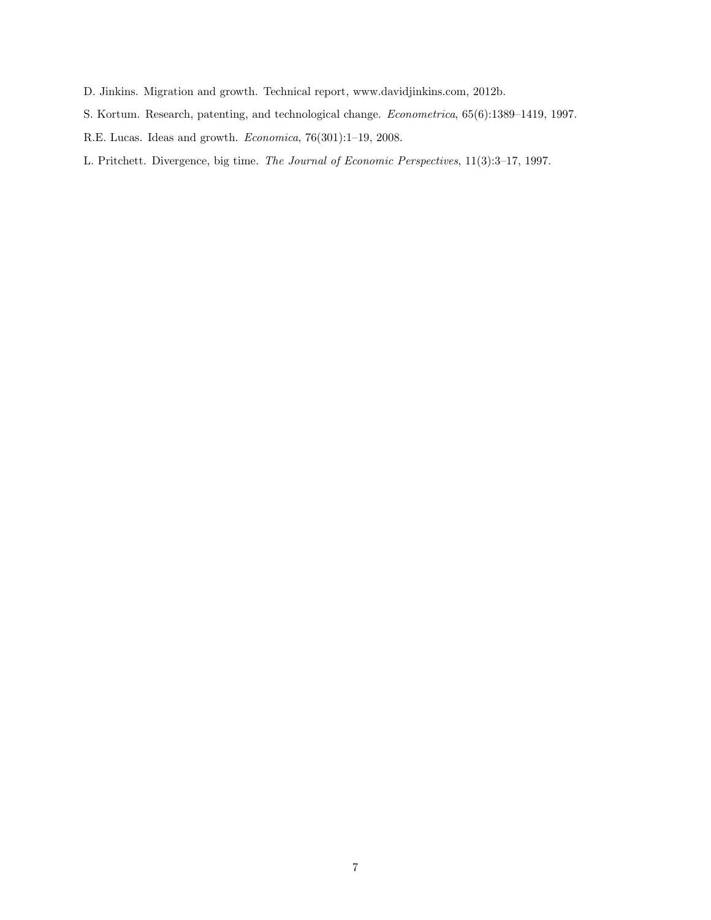D. Jinkins. Migration and growth. Technical report, www.davidjinkins.com, 2012b.

S. Kortum. Research, patenting, and technological change. *Econometrica*, 65(6):1389–1419, 1997.

R.E. Lucas. Ideas and growth. *Economica*, 76(301):1–19, 2008.

L. Pritchett. Divergence, big time. *The Journal of Economic Perspectives*, 11(3):3–17, 1997.